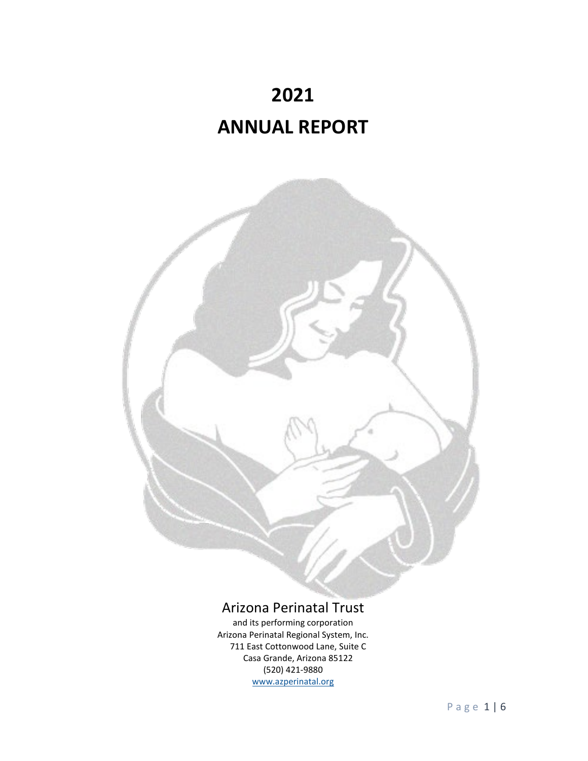# 2021

# ANNUAL REPORT

Arizona Perinatal Trust

and its performing corporation
Arizona Perinatal Regional System, Inc.
711 East Cottonwood Lane, Suite C
Casa Grande, Arizona 85122
(520) 421-9880
www.azperinatal.org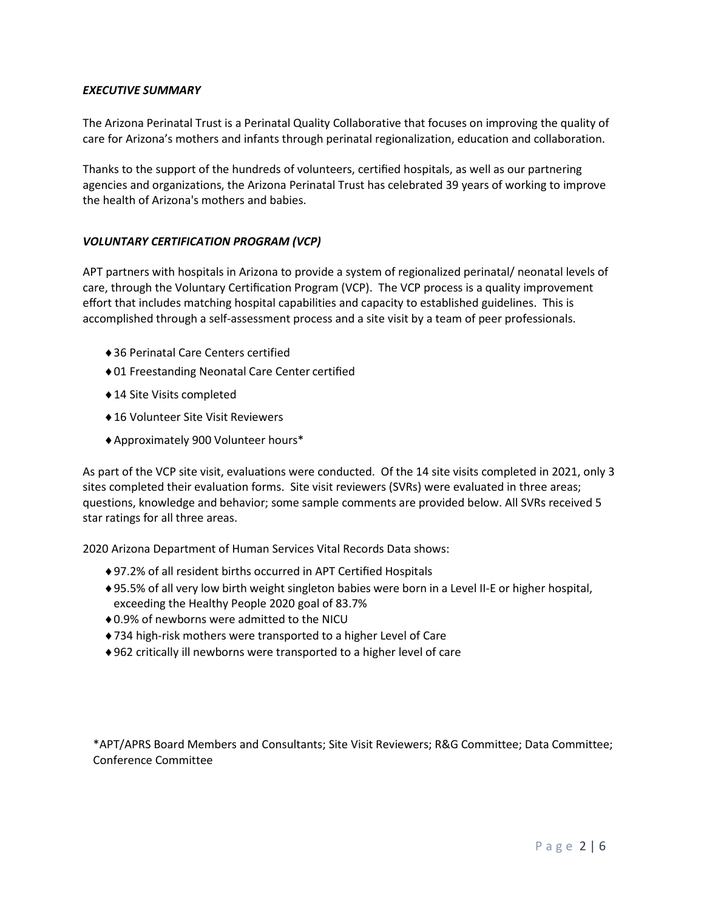### *EXECUTIVE SUMMARY*

The Arizona Perinatal Trust is a Perinatal Quality Collaborative that focuses on improving the quality of care for Arizona's mothers and infants through perinatal regionalization, education and collaboration.

Thanks to the support of the hundreds of volunteers, certified hospitals, as well as our partnering agencies and organizations, the Arizona Perinatal Trust has celebrated 39 years of working to improve the health of Arizona's mothers and babies.

### *VOLUNTARY CERTIFICATION PROGRAM (VCP)*

APT partners with hospitals in Arizona to provide a system of regionalized perinatal/ neonatal levels of care, through the Voluntary Certification Program (VCP). The VCP process is a quality improvement effort that includes matching hospital capabilities and capacity to established guidelines. This is accomplished through a self-assessment process and a site visit by a team of peer professionals.

- ♦36 Perinatal Care Centers certified
- ♦01 Freestanding Neonatal Care Center certified
- ♦14 Site Visits completed
- ♦16 Volunteer Site Visit Reviewers
- ♦Approximately 900 Volunteer hours*

As part of the VCP site visit, evaluations were conducted. Of the 14 site visits completed in 2021, only 3 sites completed their evaluation forms. Site visit reviewers (SVRs) were evaluated in three areas; questions, knowledge and behavior; some sample comments are provided below. All SVRs received 5 star ratings for all three areas.

2020 Arizona Department of Human Services Vital Records Data shows:

- ♦97.2% of all resident births occurred in APT Certified Hospitals
- ♦95.5% of all very low birth weight singleton babies were born in a Level II-E or higher hospital, exceeding the Healthy People 2020 goal of 83.7%
- ♦0.9% of newborns were admitted to the NICU
- ♦734 high-risk mothers were transported to a higher Level of Care
- ♦962 critically ill newborns were transported to a higher level of care

*APT/APRS Board Members and Consultants; Site Visit Reviewers; R&G Committee; Data Committee; Conference Committee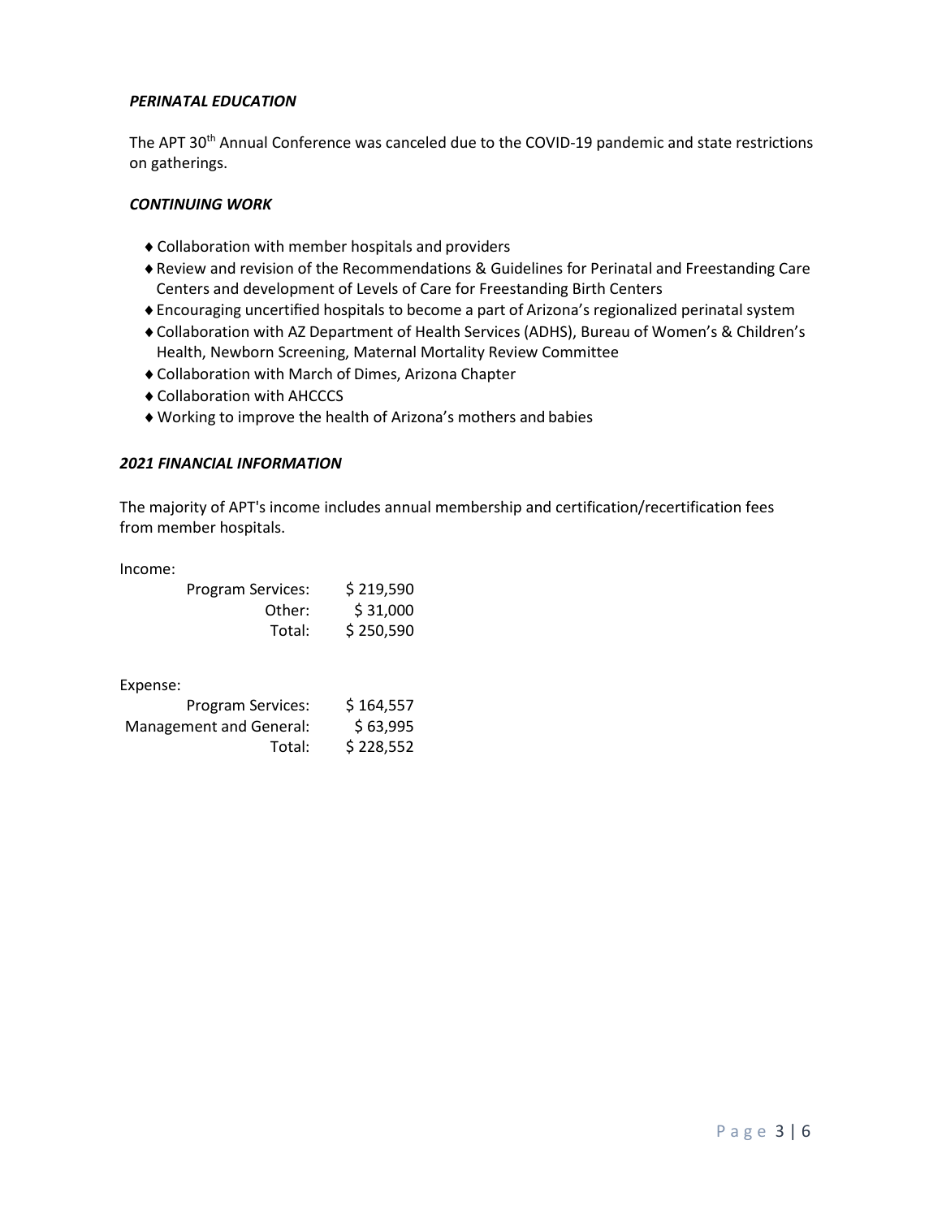***PERINATAL EDUCATION***

The APT 30th Annual Conference was canceled due to the COVID-19 pandemic and state restrictions on gatherings.

***CONTINUING WORK***

- Collaboration with member hospitals and providers
- Review and revision of the Recommendations & Guidelines for Perinatal and Freestanding Care Centers and development of Levels of Care for Freestanding Birth Centers
- Encouraging uncertified hospitals to become a part of Arizona's regionalized perinatal system
- Collaboration with AZ Department of Health Services (ADHS), Bureau of Women's & Children's Health, Newborn Screening, Maternal Mortality Review Committee
- Collaboration with March of Dimes, Arizona Chapter
- Collaboration with AHCCCS
- Working to improve the health of Arizona's mothers and babies

***2021 FINANCIAL INFORMATION***

The majority of APT's income includes annual membership and certification/recertification fees from member hospitals.

Income:

| | |
|---|---|
| Program Services: | $ 219,590 |
| Other: | $ 31,000 |
| Total: | $ 250,590 |

Expense:

| | |
|---|---|
| Program Services: | $ 164,557 |
| Management and General: | $ 63,995 |
| Total: | $ 228,552 |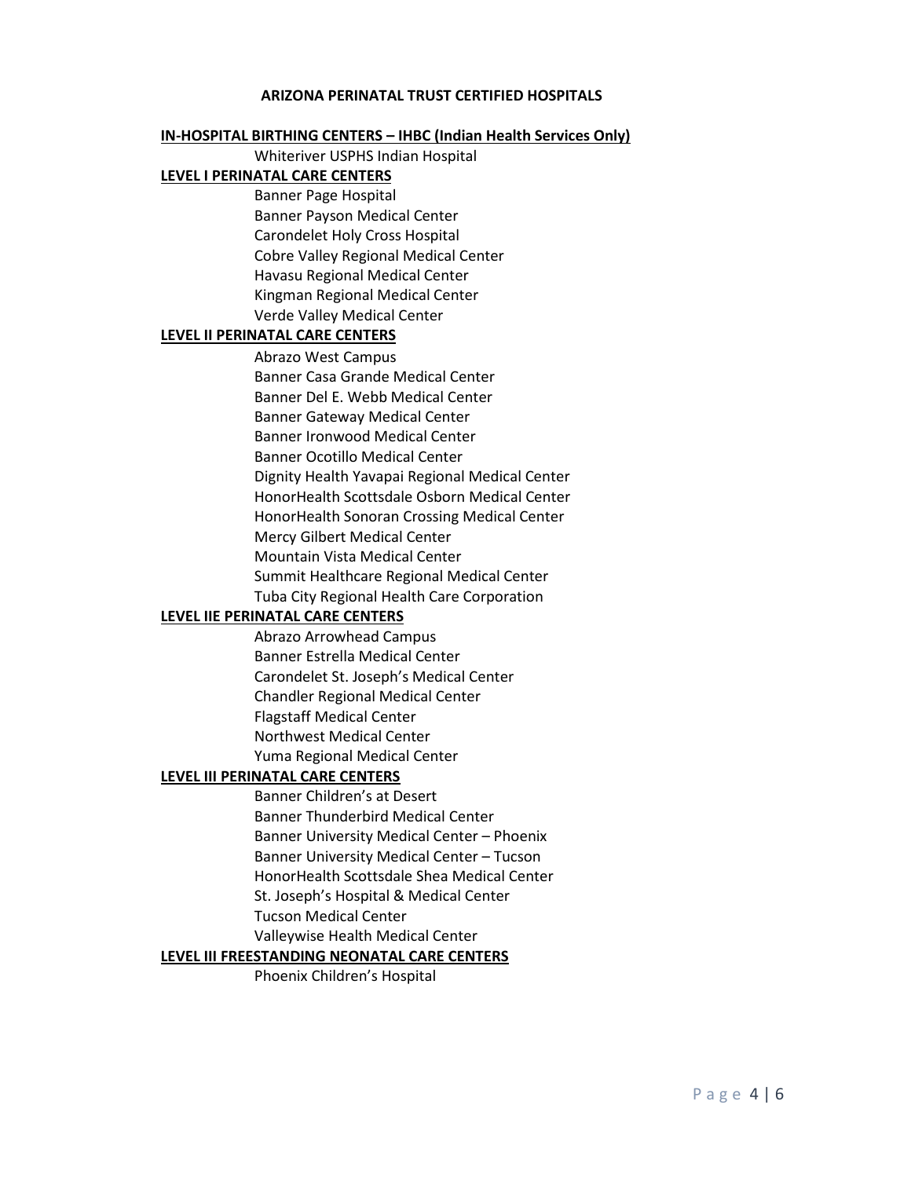# ARIZONA PERINATAL TRUST CERTIFIED HOSPITALS

## IN-HOSPITAL BIRTHING CENTERS – IHBC (Indian Health Services Only)

- Whiteriver USPHS Indian Hospital

## LEVEL I PERINATAL CARE CENTERS

- Banner Page Hospital
- Banner Payson Medical Center
- Carondelet Holy Cross Hospital
- Cobre Valley Regional Medical Center
- Havasu Regional Medical Center
- Kingman Regional Medical Center
- Verde Valley Medical Center

## LEVEL II PERINATAL CARE CENTERS

- Abrazo West Campus
- Banner Casa Grande Medical Center
- Banner Del E. Webb Medical Center
- Banner Gateway Medical Center
- Banner Ironwood Medical Center
- Banner Ocotillo Medical Center
- Dignity Health Yavapai Regional Medical Center
- HonorHealth Scottsdale Osborn Medical Center
- HonorHealth Sonoran Crossing Medical Center
- Mercy Gilbert Medical Center
- Mountain Vista Medical Center
- Summit Healthcare Regional Medical Center
- Tuba City Regional Health Care Corporation

## LEVEL IIE PERINATAL CARE CENTERS

- Abrazo Arrowhead Campus
- Banner Estrella Medical Center
- Carondelet St. Joseph's Medical Center
- Chandler Regional Medical Center
- Flagstaff Medical Center
- Northwest Medical Center
- Yuma Regional Medical Center

## LEVEL III PERINATAL CARE CENTERS

- Banner Children's at Desert
- Banner Thunderbird Medical Center
- Banner University Medical Center – Phoenix
- Banner University Medical Center – Tucson
- HonorHealth Scottsdale Shea Medical Center
- St. Joseph's Hospital & Medical Center
- Tucson Medical Center
- Valleywise Health Medical Center

## LEVEL III FREESTANDING NEONATAL CARE CENTERS

- Phoenix Children's Hospital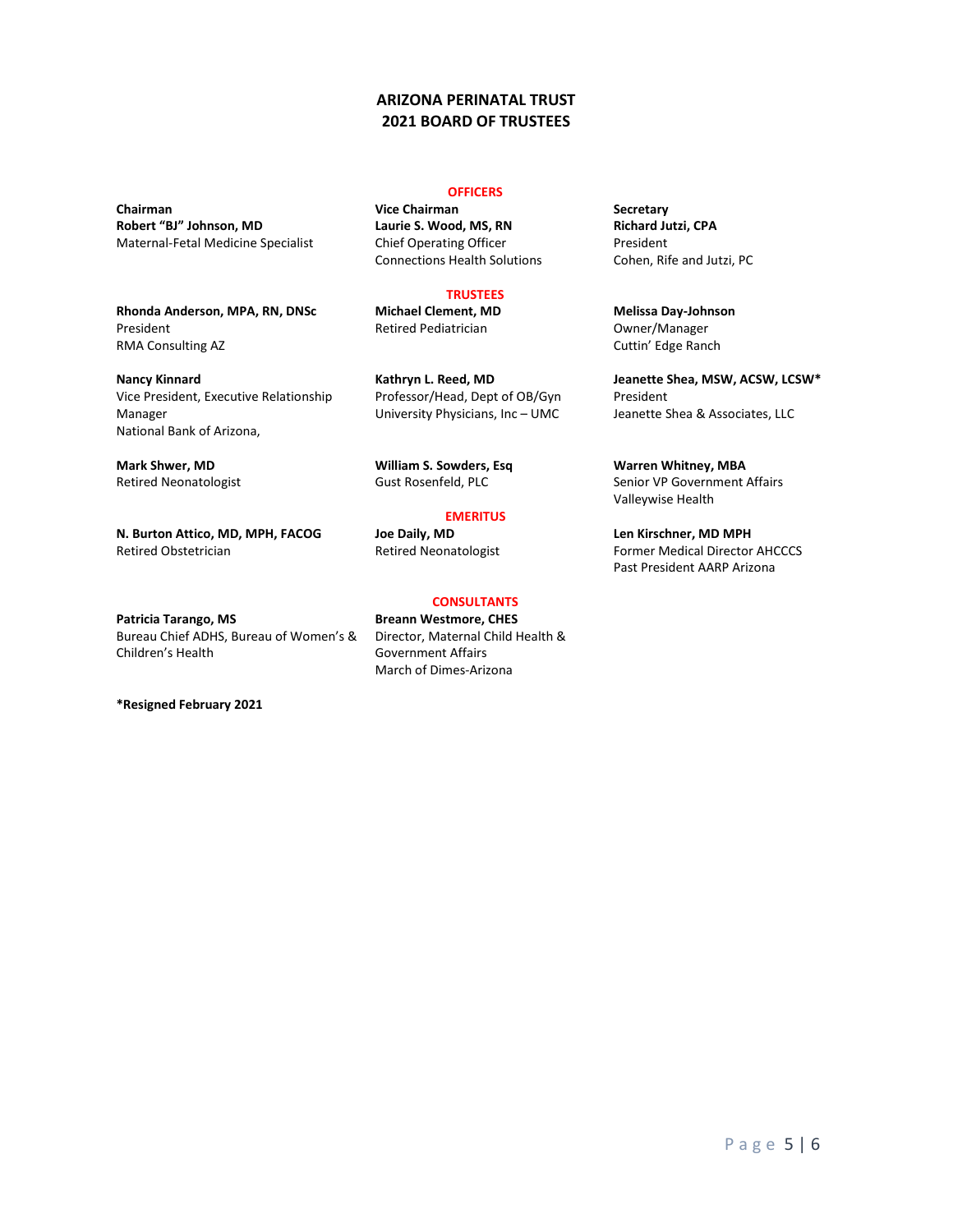# ARIZONA PERINATAL TRUST
# 2021 BOARD OF TRUSTEES

## OFFICERS

**Chairman**
**Robert "BJ" Johnson, MD**
Maternal-Fetal Medicine Specialist

**Vice Chairman**
**Laurie S. Wood, MS, RN**
Chief Operating Officer
Connections Health Solutions

**Secretary**
**Richard Jutzi, CPA**
President
Cohen, Rife and Jutzi, PC

## TRUSTEES

**Rhonda Anderson, MPA, RN, DNSc**
President
RMA Consulting AZ

**Michael Clement, MD**
Retired Pediatrician

**Melissa Day-Johnson**
Owner/Manager
Cuttin' Edge Ranch

**Nancy Kinnard**
Vice President, Executive Relationship Manager
National Bank of Arizona,

**Kathryn L. Reed, MD**
Professor/Head, Dept of OB/Gyn
University Physicians, Inc – UMC

**Jeanette Shea, MSW, ACSW, LCSW***
President
Jeanette Shea & Associates, LLC

**Mark Shwer, MD**
Retired Neonatologist

**William S. Sowders, Esq**
Gust Rosenfeld, PLC

**Warren Whitney, MBA**
Senior VP Government Affairs
Valleywise Health

## EMERITUS

**N. Burton Attico, MD, MPH, FACOG**
Retired Obstetrician

**Joe Daily, MD**
Retired Neonatologist

**Len Kirschner, MD MPH**
Former Medical Director AHCCCS
Past President AARP Arizona

## CONSULTANTS

**Patricia Tarango, MS**
Bureau Chief ADHS, Bureau of Women's & Children's Health

**Breann Westmore, CHES**
Director, Maternal Child Health & Government Affairs
March of Dimes-Arizona

***Resigned February 2021**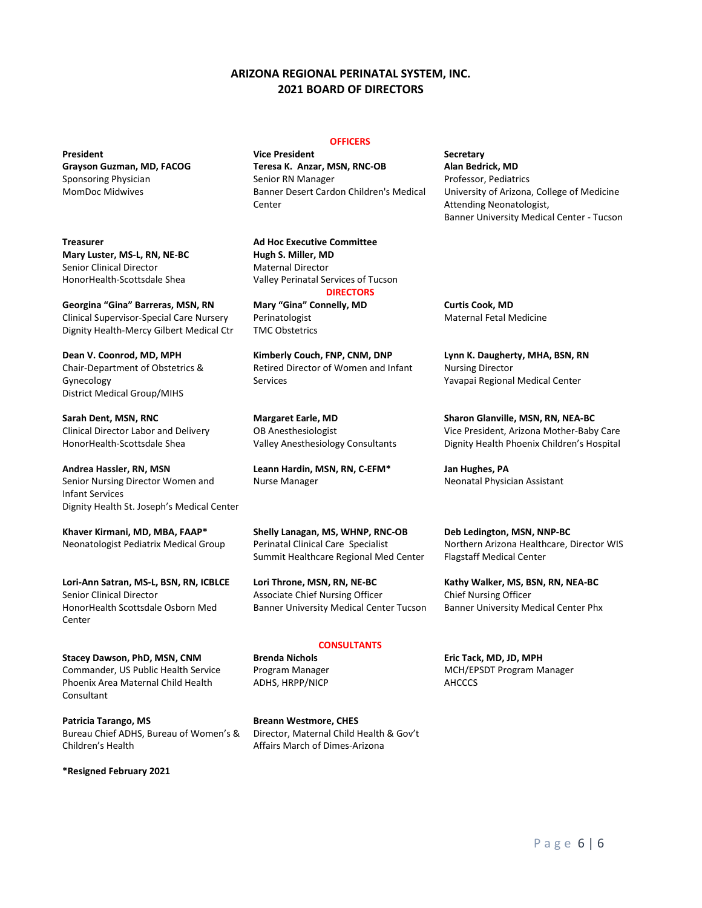# ARIZONA REGIONAL PERINATAL SYSTEM, INC.
# 2021 BOARD OF DIRECTORS

## OFFICERS

**President**
**Grayson Guzman, MD, FACOG**
Sponsoring Physician
MomDoc Midwives

**Vice President**
**Teresa K. Anzar, MSN, RNC-OB**
Senior RN Manager
Banner Desert Cardon Children's Medical Center

**Secretary**
**Alan Bedrick, MD**
Professor, Pediatrics
University of Arizona, College of Medicine
Attending Neonatologist,
Banner University Medical Center - Tucson

**Treasurer**
**Mary Luster, MS-L, RN, NE-BC**
Senior Clinical Director
HonorHealth-Scottsdale Shea

**Ad Hoc Executive Committee**
**Hugh S. Miller, MD**
Maternal Director
Valley Perinatal Services of Tucson

## DIRECTORS

**Georgina "Gina" Barreras, MSN, RN**
Clinical Supervisor-Special Care Nursery
Dignity Health-Mercy Gilbert Medical Ctr

**Mary "Gina" Connelly, MD**
Perinatologist
TMC Obstetrics

**Curtis Cook, MD**
Maternal Fetal Medicine

**Dean V. Coonrod, MD, MPH**
Chair-Department of Obstetrics & Gynecology
District Medical Group/MIHS

**Kimberly Couch, FNP, CNM, DNP**
Retired Director of Women and Infant Services

**Lynn K. Daugherty, MHA, BSN, RN**
Nursing Director
Yavapai Regional Medical Center

**Sarah Dent, MSN, RNC**
Clinical Director Labor and Delivery
HonorHealth-Scottsdale Shea

**Margaret Earle, MD**
OB Anesthesiologist
Valley Anesthesiology Consultants

**Sharon Glanville, MSN, RN, NEA-BC**
Vice President, Arizona Mother-Baby Care
Dignity Health Phoenix Children's Hospital

**Andrea Hassler, RN, MSN**
Senior Nursing Director Women and Infant Services
Dignity Health St. Joseph's Medical Center

**Leann Hardin, MSN, RN, C-EFM***
Nurse Manager

**Jan Hughes, PA**
Neonatal Physician Assistant

**Khaver Kirmani, MD, MBA, FAAP***
Neonatologist Pediatrix Medical Group

**Shelly Lanagan, MS, WHNP, RNC-OB**
Perinatal Clinical Care Specialist
Summit Healthcare Regional Med Center

**Deb Ledington, MSN, NNP-BC**
Northern Arizona Healthcare, Director WIS
Flagstaff Medical Center

**Lori-Ann Satran, MS-L, BSN, RN, ICBLCE**
Senior Clinical Director
HonorHealth Scottsdale Osborn Med Center

**Lori Throne, MSN, RN, NE-BC**
Associate Chief Nursing Officer
Banner University Medical Center Tucson

**Kathy Walker, MS, BSN, RN, NEA-BC**
Chief Nursing Officer
Banner University Medical Center Phx

## CONSULTANTS

**Stacey Dawson, PhD, MSN, CNM**
Commander, US Public Health Service
Phoenix Area Maternal Child Health Consultant

**Brenda Nichols**
Program Manager
ADHS, HRPP/NICP

**Eric Tack, MD, JD, MPH**
MCH/EPSDT Program Manager
AHCCCS

**Patricia Tarango, MS**
Bureau Chief ADHS, Bureau of Women's & Children's Health

**Breann Westmore, CHES**
Director, Maternal Child Health & Gov't Affairs March of Dimes-Arizona

***Resigned February 2021**